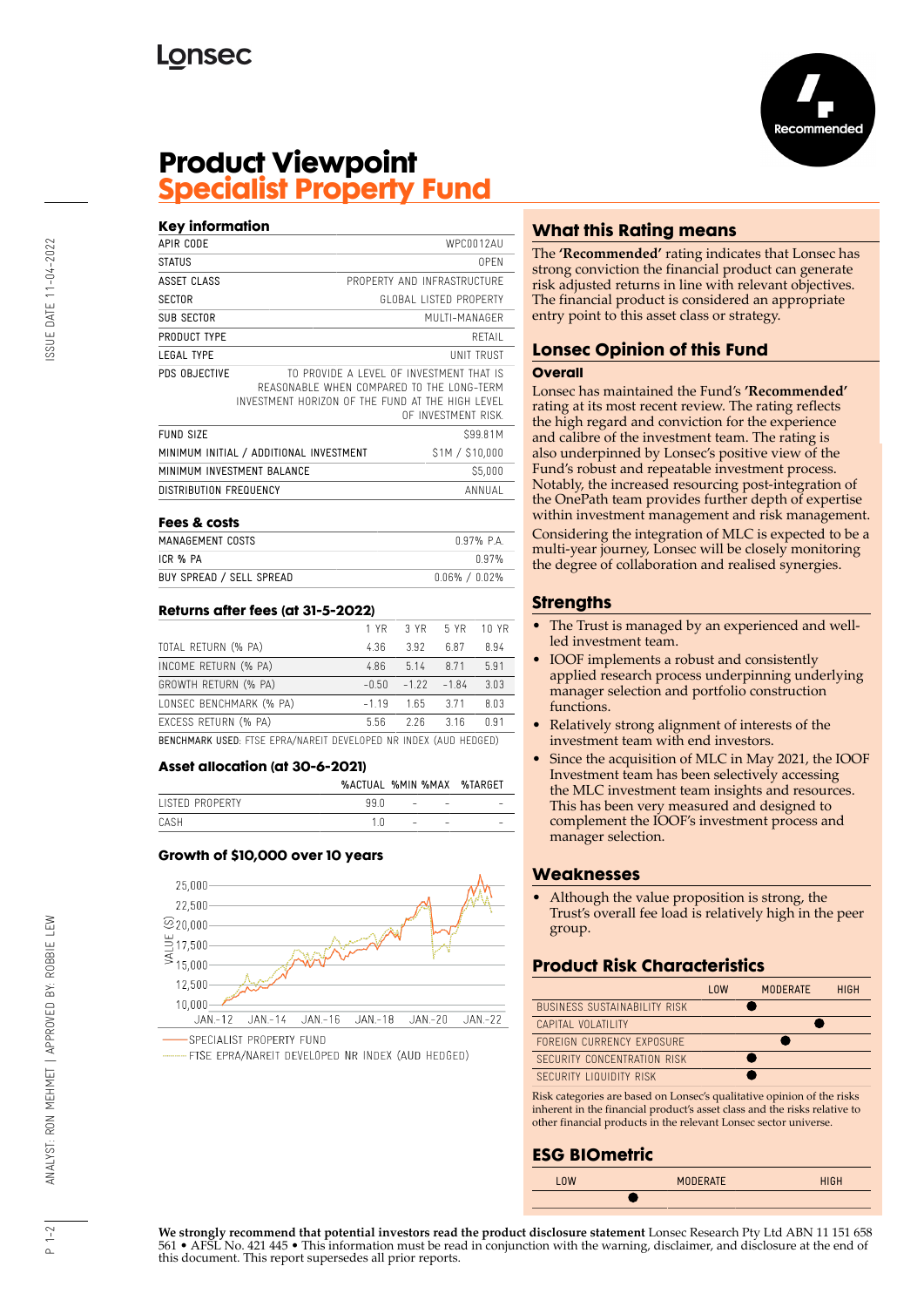# Product Viewpoint
## Specialist Property Fund

Recommended

### Key information

| | |
|---|---|
| APIR CODE | WPC0012AU |
| STATUS | OPEN |
| ASSET CLASS | PROPERTY AND INFRASTRUCTURE |
| SECTOR | GLOBAL LISTED PROPERTY |
| SUB SECTOR | MULTI-MANAGER |
| PRODUCT TYPE | RETAIL |
| LEGAL TYPE | UNIT TRUST |
| PDS OBJECTIVE | TO PROVIDE A LEVEL OF INVESTMENT THAT IS REASONABLE WHEN COMPARED TO THE LONG-TERM INVESTMENT HORIZON OF THE FUND AT THE HIGH LEVEL OF INVESTMENT RISK. |
| FUND SIZE | $99.81M |
| MINIMUM INITIAL / ADDITIONAL INVESTMENT | $1M / $10,000 |
| MINIMUM INVESTMENT BALANCE | $5,000 |
| DISTRIBUTION FREQUENCY | ANNUAL |

### Fees & costs

| | |
|---|---|
| MANAGEMENT COSTS | 0.97% P.A. |
| ICR % PA | 0.97% |
| BUY SPREAD / SELL SPREAD | 0.06% / 0.02% |

### Returns after fees (at 31-5-2022)

| | 1 YR | 3 YR | 5 YR | 10 YR |
|---|---|---|---|---|
| TOTAL RETURN (% PA) | 4.36 | 3.92 | 6.87 | 8.94 |
| INCOME RETURN (% PA) | 4.86 | 5.14 | 8.71 | 5.91 |
| GROWTH RETURN (% PA) | -0.50 | -1.22 | -1.84 | 3.03 |
| LONSEC BENCHMARK (% PA) | -1.19 | 1.65 | 3.71 | 8.03 |
| EXCESS RETURN (% PA) | 5.56 | 2.26 | 3.16 | 0.91 |

BENCHMARK USED: FTSE EPRA/NAREIT DEVELOPED NR INDEX (AUD HEDGED)

### Asset allocation (at 30-6-2021)

| | %ACTUAL | %MIN | %MAX | %TARGET |
|---|---|---|---|---|
| LISTED PROPERTY | 99.0 | - | - | - |
| CASH | 1.0 | - | - | - |

### Growth of $10,000 over 10 years

SPECIALIST PROPERTY FUND
FTSE EPRA/NAREIT DEVELOPED NR INDEX (AUD HEDGED)

## What this Rating means

The **'Recommended'** rating indicates that Lonsec has strong conviction the financial product can generate risk adjusted returns in line with relevant objectives. The financial product is considered an appropriate entry point to this asset class or strategy.

## Lonsec Opinion of this Fund

### Overall

Lonsec has maintained the Fund's **'Recommended'** rating at its most recent review. The rating reflects the high regard and conviction for the experience and calibre of the investment team. The rating is also underpinned by Lonsec's positive view of the Fund's robust and repeatable investment process. Notably, the increased resourcing post-integration of the OnePath team provides further depth of expertise within investment management and risk management.

Considering the integration of MLC is expected to be a multi-year journey, Lonsec will be closely monitoring the degree of collaboration and realised synergies.

## Strengths

- The Trust is managed by an experienced and well-led investment team.
- IOOF implements a robust and consistently applied research process underpinning underlying manager selection and portfolio construction functions.
- Relatively strong alignment of interests of the investment team with end investors.
- Since the acquisition of MLC in May 2021, the IOOF Investment team has been selectively accessing the MLC investment team insights and resources. This has been very measured and designed to complement the IOOF's investment process and manager selection.

## Weaknesses

- Although the value proposition is strong, the Trust's overall fee load is relatively high in the peer group.

## Product Risk Characteristics

| | LOW | | MODERATE | | HIGH |
|---|---|---|---|---|---|
| BUSINESS SUSTAINABILITY RISK | | ● | | | |
| CAPITAL VOLATILITY | | | | ● | |
| FOREIGN CURRENCY EXPOSURE | | | ● | | |
| SECURITY CONCENTRATION RISK | | ● | | | |
| SECURITY LIQUIDITY RISK | | ● | | | |

Risk categories are based on Lonsec's qualitative opinion of the risks inherent in the financial product's asset class and the risks relative to other financial products in the relevant Lonsec sector universe.

## ESG BIOmetric

| LOW | | MODERATE | | HIGH |
|---|---|---|---|---|
| | ● | | | |

**We strongly recommend that potential investors read the product disclosure statement** Lonsec Research Pty Ltd ABN 11 151 658 561 • AFSL No. 421 445 • This information must be read in conjunction with the warning, disclaimer, and disclosure at the end of this document. This report supersedes all prior reports.

ISSUE DATE 11-04-2022

ANALYST: RON MEHMET | APPROVED BY: ROBBIE LEW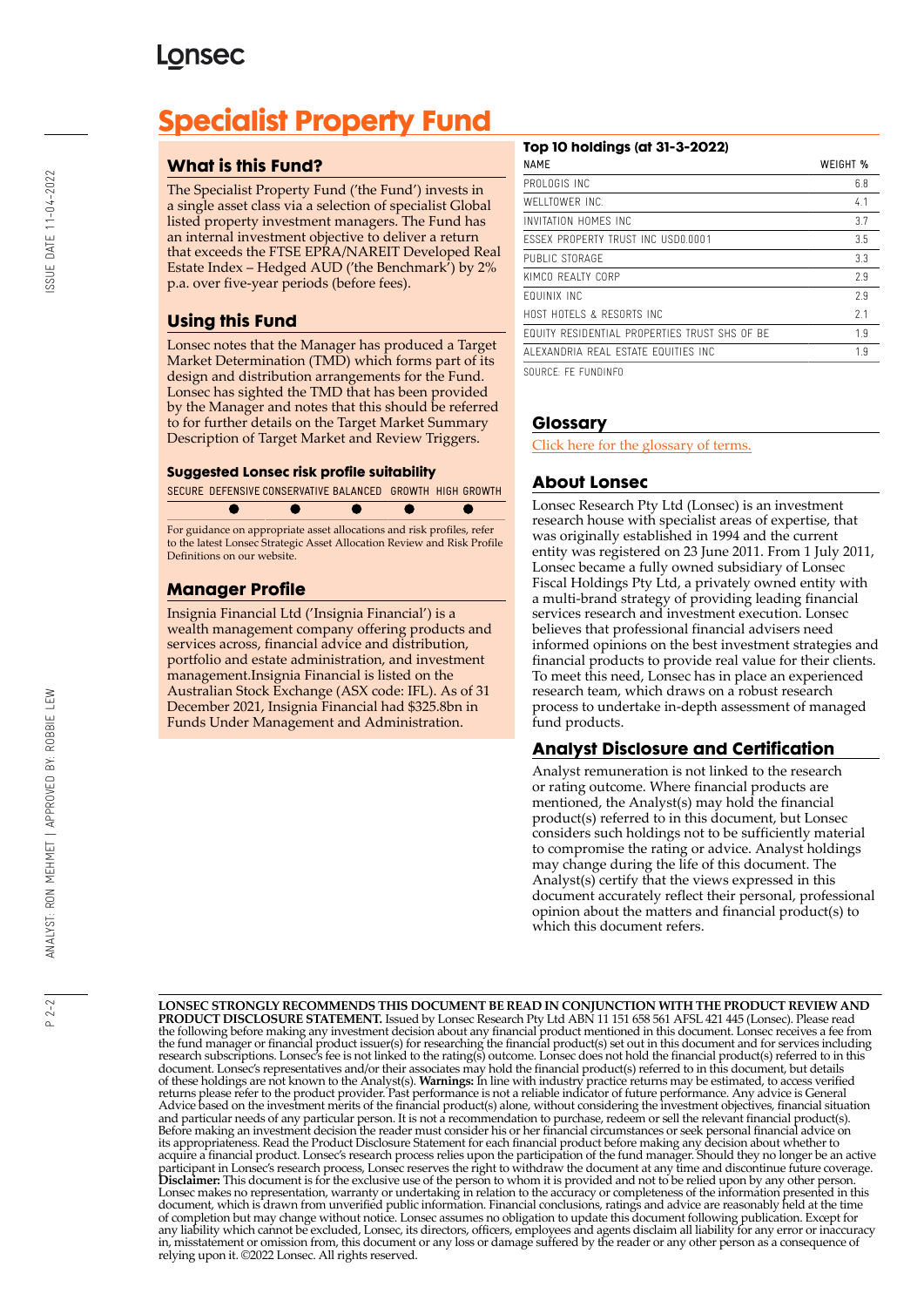# Specialist Property Fund

## What is this Fund?

The Specialist Property Fund ('the Fund') invests in a single asset class via a selection of specialist Global listed property investment managers. The Fund has an internal investment objective to deliver a return that exceeds the FTSE EPRA/NAREIT Developed Real Estate Index – Hedged AUD ('the Benchmark') by 2% p.a. over five-year periods (before fees).

## Using this Fund

Lonsec notes that the Manager has produced a Target Market Determination (TMD) which forms part of its design and distribution arrangements for the Fund. Lonsec has sighted the TMD that has been provided by the Manager and notes that this should be referred to for further details on the Target Market Summary Description of Target Market and Review Triggers.

### Suggested Lonsec risk profile suitability

| SECURE | DEFENSIVE | CONSERVATIVE | BALANCED | GROWTH | HIGH GROWTH |
|---|---|---|---|---|---|
| | ● | ● | ● | ● | ● |

For guidance on appropriate asset allocations and risk profiles, refer to the latest Lonsec Strategic Asset Allocation Review and Risk Profile Definitions on our website.

## Manager Profile

Insignia Financial Ltd ('Insignia Financial') is a wealth management company offering products and services across, financial advice and distribution, portfolio and estate administration, and investment management.Insignia Financial is listed on the Australian Stock Exchange (ASX code: IFL). As of 31 December 2021, Insignia Financial had $325.8bn in Funds Under Management and Administration.

## Top 10 holdings (at 31-3-2022)

| NAME | WEIGHT % |
|---|---|
| PROLOGIS INC | 6.8 |
| WELLTOWER INC. | 4.1 |
| INVITATION HOMES INC | 3.7 |
| ESSEX PROPERTY TRUST INC USD0.0001 | 3.5 |
| PUBLIC STORAGE | 3.3 |
| KIMCO REALTY CORP | 2.9 |
| EQUINIX INC | 2.9 |
| HOST HOTELS & RESORTS INC | 2.1 |
| EQUITY RESIDENTIAL PROPERTIES TRUST SHS OF BE | 1.9 |
| ALEXANDRIA REAL ESTATE EQUITIES INC | 1.9 |

SOURCE: FE FUNDINFO

## Glossary

Click here for the glossary of terms.

## About Lonsec

Lonsec Research Pty Ltd (Lonsec) is an investment research house with specialist areas of expertise, that was originally established in 1994 and the current entity was registered on 23 June 2011. From 1 July 2011, Lonsec became a fully owned subsidiary of Lonsec Fiscal Holdings Pty Ltd, a privately owned entity with a multi-brand strategy of providing leading financial services research and investment execution. Lonsec believes that professional financial advisers need informed opinions on the best investment strategies and financial products to provide real value for their clients. To meet this need, Lonsec has in place an experienced research team, which draws on a robust research process to undertake in-depth assessment of managed fund products.

## Analyst Disclosure and Certification

Analyst remuneration is not linked to the research or rating outcome. Where financial products are mentioned, the Analyst(s) may hold the financial product(s) referred to in this document, but Lonsec considers such holdings not to be sufficiently material to compromise the rating or advice. Analyst holdings may change during the life of this document. The Analyst(s) certify that the views expressed in this document accurately reflect their personal, professional opinion about the matters and financial product(s) to which this document refers.

**LONSEC STRONGLY RECOMMENDS THIS DOCUMENT BE READ IN CONJUNCTION WITH THE PRODUCT REVIEW AND PRODUCT DISCLOSURE STATEMENT.** Issued by Lonsec Research Pty Ltd ABN 11 151 658 561 AFSL 421 445 (Lonsec). Please read the following before making any investment decision about any financial product mentioned in this document. Lonsec receives a fee from the fund manager or financial product issuer(s) for researching the financial product(s) set out in this document and for services including research subscriptions. Lonsec's fee is not linked to the rating(s) outcome. Lonsec does not hold the financial product(s) referred to in this document. Lonsec's representatives and/or their associates may hold the financial product(s) referred to in this document, but details of these holdings are not known to the Analyst(s). **Warnings:** In line with industry practice returns may be estimated, to access verified returns please refer to the product provider. Past performance is not a reliable indicator of future performance. Any advice is General Advice based on the investment merits of the financial product(s) alone, without considering the investment objectives, financial situation and particular needs of any particular person. It is not a recommendation to purchase, redeem or sell the relevant financial product(s). Before making an investment decision the reader must consider his or her financial circumstances or seek personal financial advice on its appropriateness. Read the Product Disclosure Statement for each financial product before making any decision about whether to acquire a financial product. Lonsec's research process relies upon the participation of the fund manager. Should they no longer be an active participant in Lonsec's research process, Lonsec reserves the right to withdraw the document at any time and discontinue future coverage. **Disclaimer:** This document is for the exclusive use of the person to whom it is provided and not to be relied upon by any other person. Lonsec makes no representation, warranty or undertaking in relation to the accuracy or completeness of the information presented in this document, which is drawn from unverified public information. Financial conclusions, ratings and advice are reasonably held at the time of completion but may change without notice. Lonsec assumes no obligation to update this document following publication. Except for any liability which cannot be excluded, Lonsec, its directors, officers, employees and agents disclaim all liability for any error or inaccuracy in, misstatement or omission from, this document or any loss or damage suffered by the reader or any other person as a consequence of relying upon it. ©2022 Lonsec. All rights reserved.